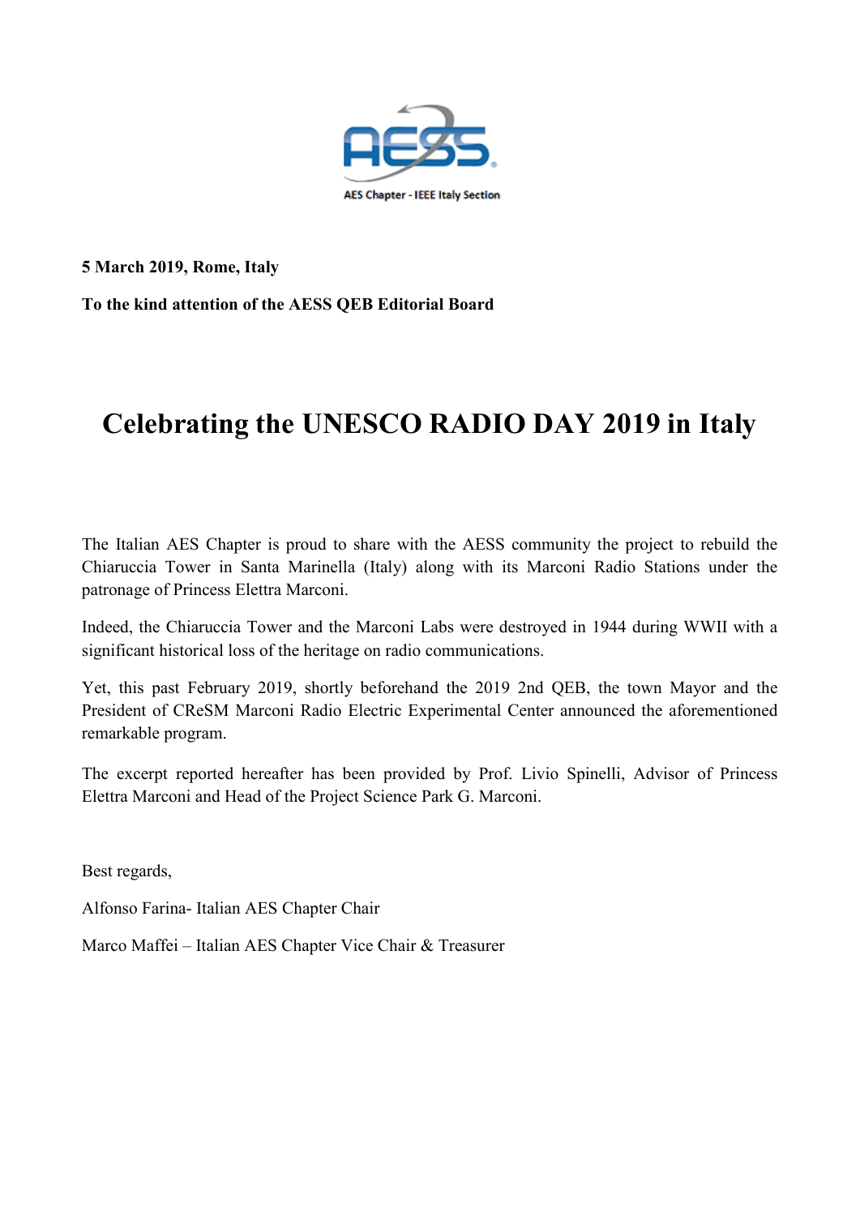AES Chapter - IEEE Italy Section

**5 March 2019, Rome, Italy**

**To the kind attention of the AESS QEB Editorial Board**

# Celebrating the UNESCO RADIO DAY 2019 in Italy

The Italian AES Chapter is proud to share with the AESS community the project to rebuild the Chiaruccia Tower in Santa Marinella (Italy) along with its Marconi Radio Stations under the patronage of Princess Elettra Marconi.

Indeed, the Chiaruccia Tower and the Marconi Labs were destroyed in 1944 during WWII with a significant historical loss of the heritage on radio communications.

Yet, this past February 2019, shortly beforehand the 2019 2nd QEB, the town Mayor and the President of CReSM Marconi Radio Electric Experimental Center announced the aforementioned remarkable program.

The excerpt reported hereafter has been provided by Prof. Livio Spinelli, Advisor of Princess Elettra Marconi and Head of the Project Science Park G. Marconi.

Best regards,

Alfonso Farina- Italian AES Chapter Chair

Marco Maffei – Italian AES Chapter Vice Chair & Treasurer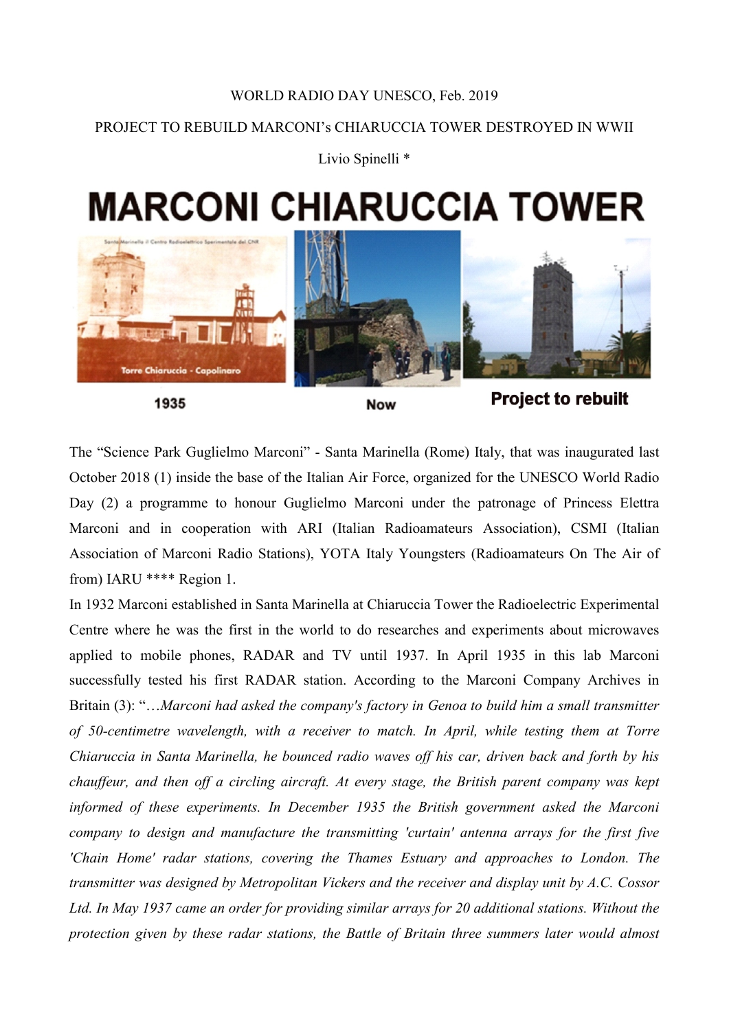WORLD RADIO DAY UNESCO, Feb. 2019

PROJECT TO REBUILD MARCONI's CHIARUCCIA TOWER DESTROYED IN WWII

Livio Spinelli *

MARCONI CHIARUCCIA TOWER

1935 Now Project to rebuilt

The "Science Park Guglielmo Marconi" - Santa Marinella (Rome) Italy, that was inaugurated last October 2018 (1) inside the base of the Italian Air Force, organized for the UNESCO World Radio Day (2) a programme to honour Guglielmo Marconi under the patronage of Princess Elettra Marconi and in cooperation with ARI (Italian Radioamateurs Association), CSMI (Italian Association of Marconi Radio Stations), YOTA Italy Youngsters (Radioamateurs On The Air of from) IARU **** Region 1.

In 1932 Marconi established in Santa Marinella at Chiaruccia Tower the Radioelectric Experimental Centre where he was the first in the world to do researches and experiments about microwaves applied to mobile phones, RADAR and TV until 1937. In April 1935 in this lab Marconi successfully tested his first RADAR station. According to the Marconi Company Archives in Britain (3): "…*Marconi had asked the company's factory in Genoa to build him a small transmitter of 50-centimetre wavelength, with a receiver to match. In April, while testing them at Torre Chiaruccia in Santa Marinella, he bounced radio waves off his car, driven back and forth by his chauffeur, and then off a circling aircraft. At every stage, the British parent company was kept informed of these experiments. In December 1935 the British government asked the Marconi company to design and manufacture the transmitting 'curtain' antenna arrays for the first five 'Chain Home' radar stations, covering the Thames Estuary and approaches to London. The transmitter was designed by Metropolitan Vickers and the receiver and display unit by A.C. Cossor Ltd. In May 1937 came an order for providing similar arrays for 20 additional stations. Without the protection given by these radar stations, the Battle of Britain three summers later would almost*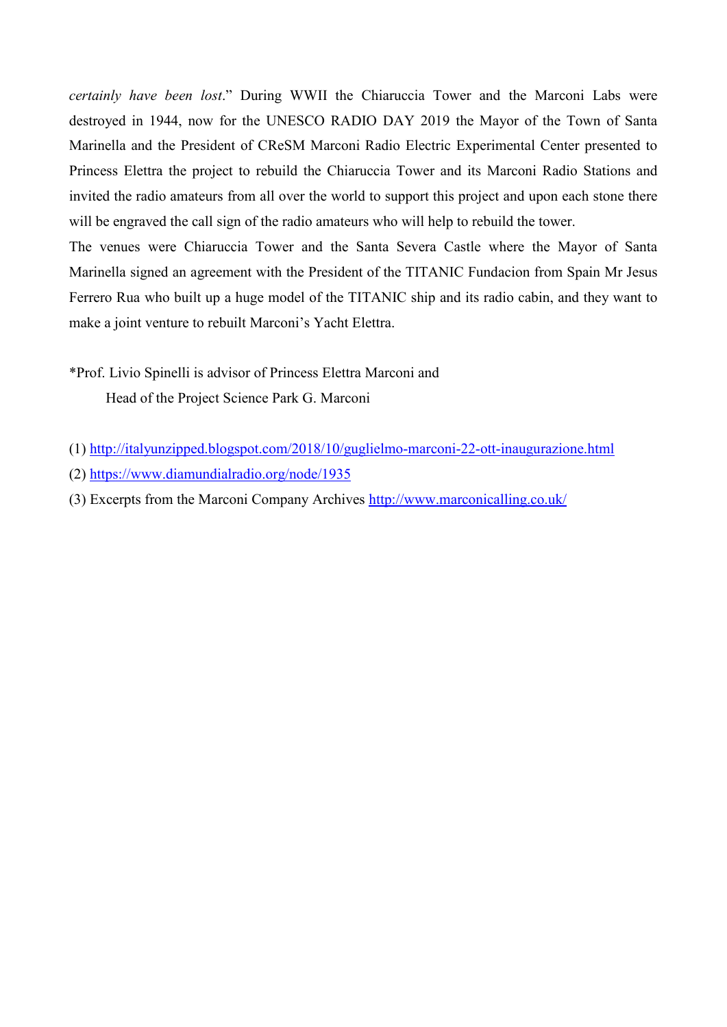*certainly have been lost*." During WWII the Chiaruccia Tower and the Marconi Labs were destroyed in 1944, now for the UNESCO RADIO DAY 2019 the Mayor of the Town of Santa Marinella and the President of CReSM Marconi Radio Electric Experimental Center presented to Princess Elettra the project to rebuild the Chiaruccia Tower and its Marconi Radio Stations and invited the radio amateurs from all over the world to support this project and upon each stone there will be engraved the call sign of the radio amateurs who will help to rebuild the tower.

The venues were Chiaruccia Tower and the Santa Severa Castle where the Mayor of Santa Marinella signed an agreement with the President of the TITANIC Fundacion from Spain Mr Jesus Ferrero Rua who built up a huge model of the TITANIC ship and its radio cabin, and they want to make a joint venture to rebuilt Marconi's Yacht Elettra.

*Prof. Livio Spinelli is advisor of Princess Elettra Marconi and
Head of the Project Science Park G. Marconi

(1) http://italyunzipped.blogspot.com/2018/10/guglielmo-marconi-22-ott-inaugurazione.html

(2) https://www.diamundialradio.org/node/1935

(3) Excerpts from the Marconi Company Archives http://www.marconicalling.co.uk/